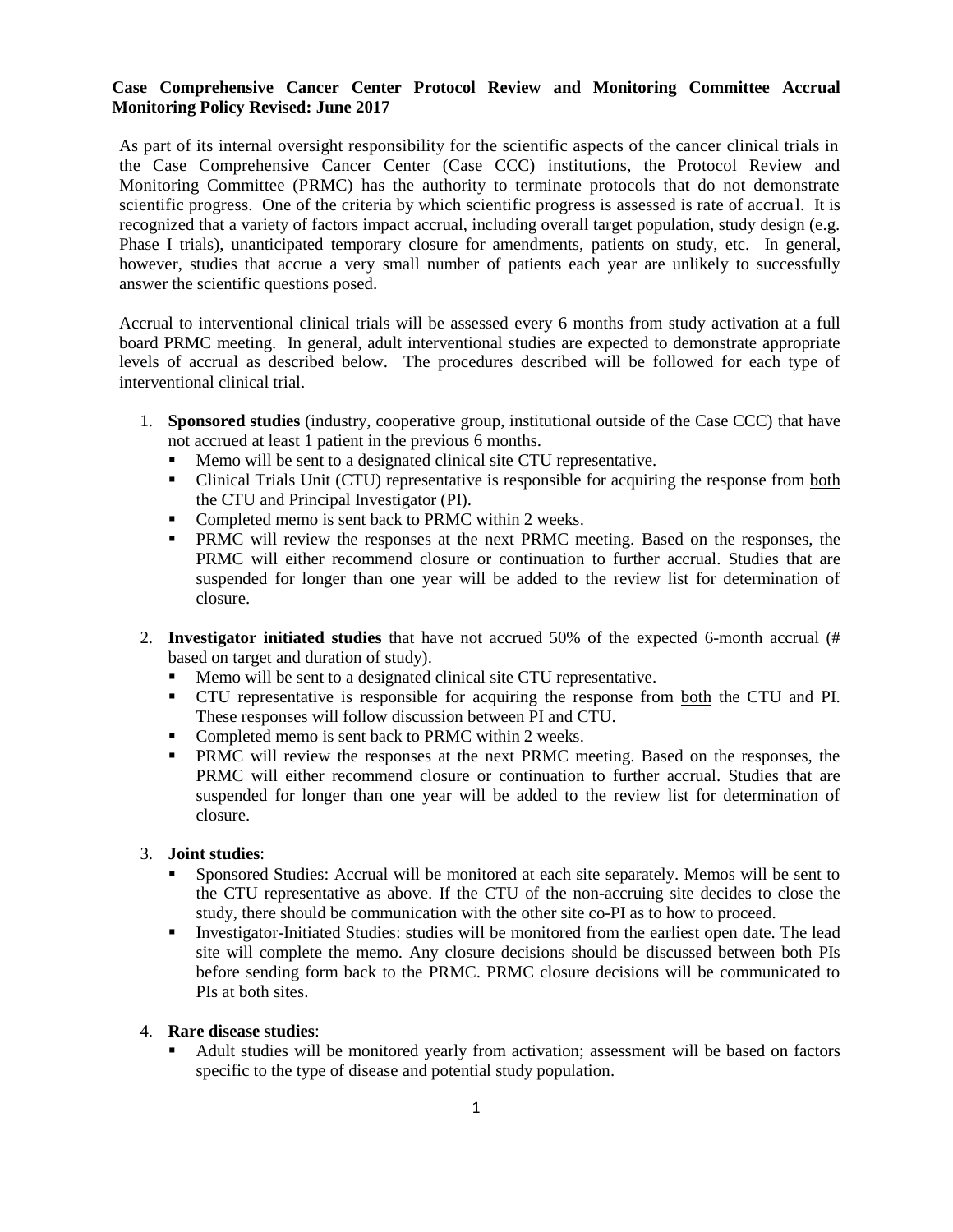**Case Comprehensive Cancer Center Protocol Review and Monitoring Committee Accrual Monitoring Policy Revised: June 2017**

As part of its internal oversight responsibility for the scientific aspects of the cancer clinical trials in the Case Comprehensive Cancer Center (Case CCC) institutions, the Protocol Review and Monitoring Committee (PRMC) has the authority to terminate protocols that do not demonstrate scientific progress. One of the criteria by which scientific progress is assessed is rate of accrual. It is recognized that a variety of factors impact accrual, including overall target population, study design (e.g. Phase I trials), unanticipated temporary closure for amendments, patients on study, etc. In general, however, studies that accrue a very small number of patients each year are unlikely to successfully answer the scientific questions posed.

Accrual to interventional clinical trials will be assessed every 6 months from study activation at a full board PRMC meeting. In general, adult interventional studies are expected to demonstrate appropriate levels of accrual as described below. The procedures described will be followed for each type of interventional clinical trial.

1. **Sponsored studies** (industry, cooperative group, institutional outside of the Case CCC) that have not accrued at least 1 patient in the previous 6 months.
   - Memo will be sent to a designated clinical site CTU representative.
   - Clinical Trials Unit (CTU) representative is responsible for acquiring the response from both the CTU and Principal Investigator (PI).
   - Completed memo is sent back to PRMC within 2 weeks.
   - PRMC will review the responses at the next PRMC meeting. Based on the responses, the PRMC will either recommend closure or continuation to further accrual. Studies that are suspended for longer than one year will be added to the review list for determination of closure.

2. **Investigator initiated studies** that have not accrued 50% of the expected 6-month accrual (# based on target and duration of study).
   - Memo will be sent to a designated clinical site CTU representative.
   - CTU representative is responsible for acquiring the response from both the CTU and PI. These responses will follow discussion between PI and CTU.
   - Completed memo is sent back to PRMC within 2 weeks.
   - PRMC will review the responses at the next PRMC meeting. Based on the responses, the PRMC will either recommend closure or continuation to further accrual. Studies that are suspended for longer than one year will be added to the review list for determination of closure.

3. **Joint studies**:
   - Sponsored Studies: Accrual will be monitored at each site separately. Memos will be sent to the CTU representative as above. If the CTU of the non-accruing site decides to close the study, there should be communication with the other site co-PI as to how to proceed.
   - Investigator-Initiated Studies: studies will be monitored from the earliest open date. The lead site will complete the memo. Any closure decisions should be discussed between both PIs before sending form back to the PRMC. PRMC closure decisions will be communicated to PIs at both sites.

4. **Rare disease studies**:
   - Adult studies will be monitored yearly from activation; assessment will be based on factors specific to the type of disease and potential study population.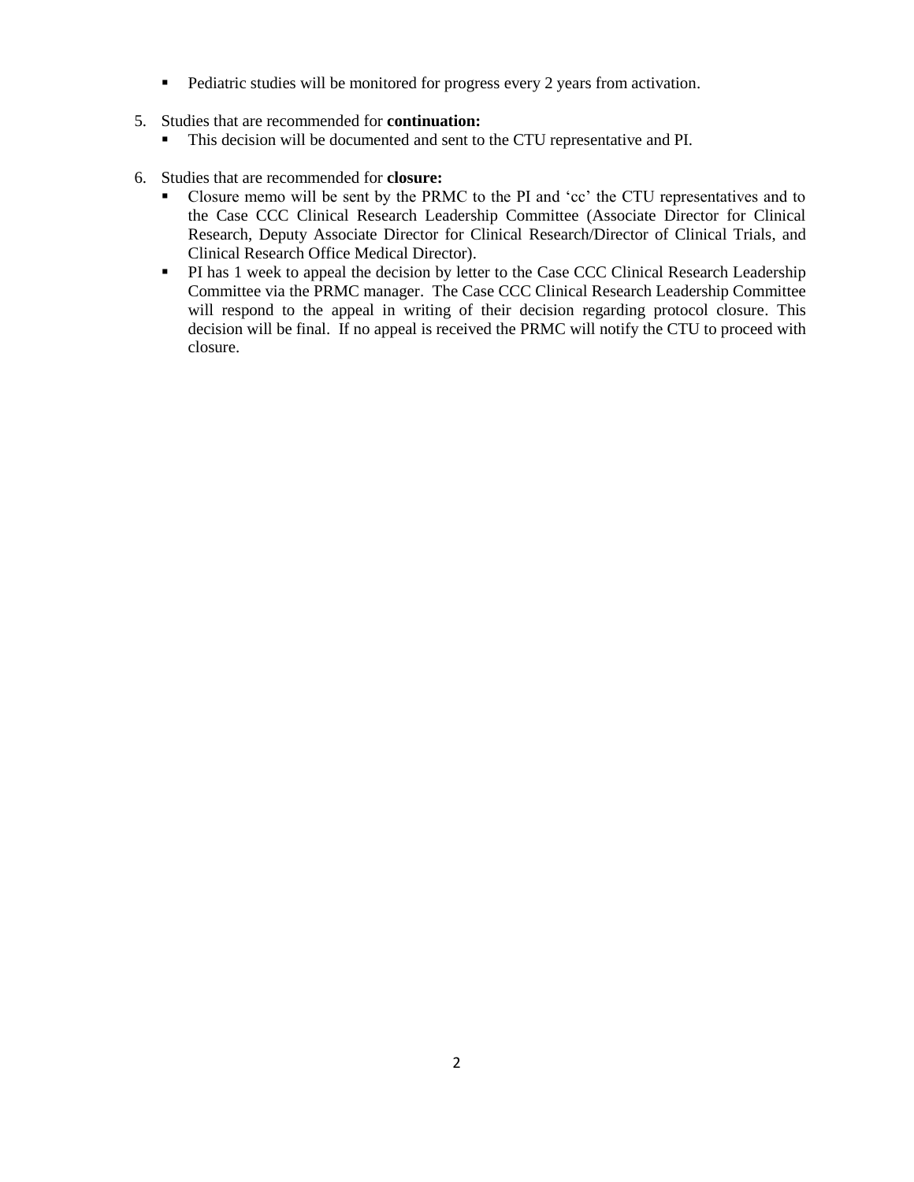- Pediatric studies will be monitored for progress every 2 years from activation.

5. Studies that are recommended for **continuation:**
   - This decision will be documented and sent to the CTU representative and PI.

6. Studies that are recommended for **closure:**
   - Closure memo will be sent by the PRMC to the PI and 'cc' the CTU representatives and to the Case CCC Clinical Research Leadership Committee (Associate Director for Clinical Research, Deputy Associate Director for Clinical Research/Director of Clinical Trials, and Clinical Research Office Medical Director).
   - PI has 1 week to appeal the decision by letter to the Case CCC Clinical Research Leadership Committee via the PRMC manager. The Case CCC Clinical Research Leadership Committee will respond to the appeal in writing of their decision regarding protocol closure. This decision will be final. If no appeal is received the PRMC will notify the CTU to proceed with closure.